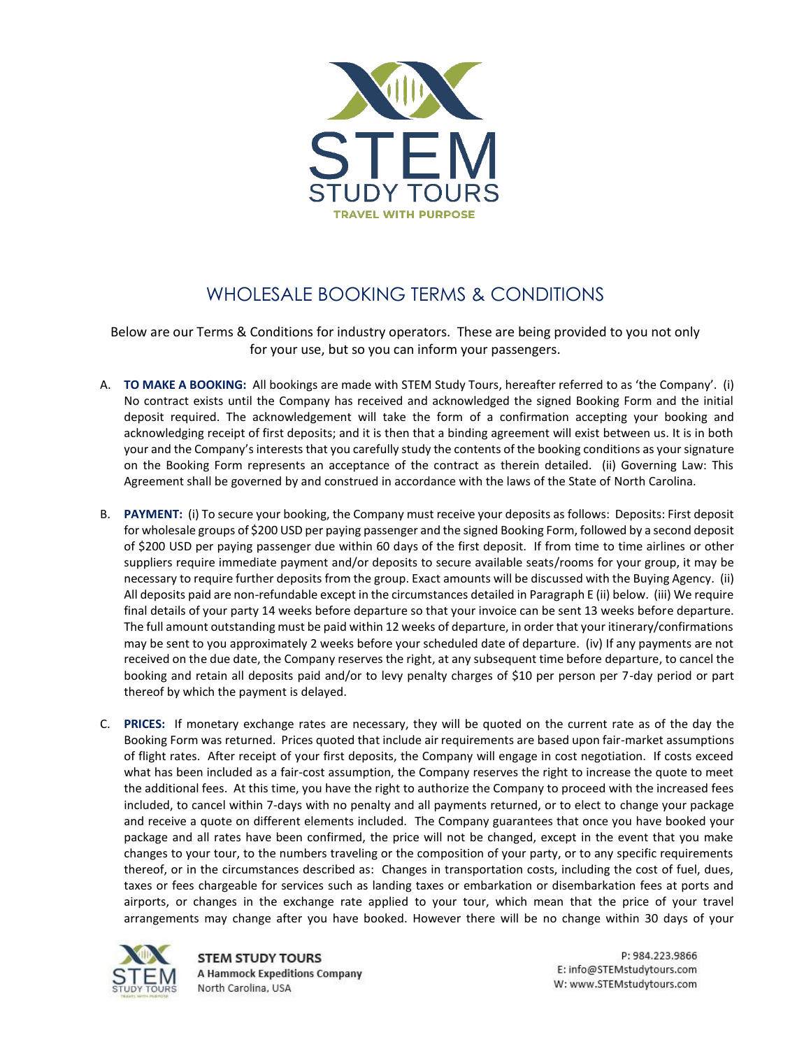# WHOLESALE BOOKING TERMS & CONDITIONS

Below are our Terms & Conditions for industry operators. These are being provided to you not only for your use, but so you can inform your passengers.

A. **TO MAKE A BOOKING:** All bookings are made with STEM Study Tours, hereafter referred to as 'the Company'. (i) No contract exists until the Company has received and acknowledged the signed Booking Form and the initial deposit required. The acknowledgement will take the form of a confirmation accepting your booking and acknowledging receipt of first deposits; and it is then that a binding agreement will exist between us. It is in both your and the Company's interests that you carefully study the contents of the booking conditions as your signature on the Booking Form represents an acceptance of the contract as therein detailed. (ii) Governing Law: This Agreement shall be governed by and construed in accordance with the laws of the State of North Carolina.

B. **PAYMENT:** (i) To secure your booking, the Company must receive your deposits as follows: Deposits: First deposit for wholesale groups of $200 USD per paying passenger and the signed Booking Form, followed by a second deposit of $200 USD per paying passenger due within 60 days of the first deposit. If from time to time airlines or other suppliers require immediate payment and/or deposits to secure available seats/rooms for your group, it may be necessary to require further deposits from the group. Exact amounts will be discussed with the Buying Agency. (ii) All deposits paid are non-refundable except in the circumstances detailed in Paragraph E (ii) below. (iii) We require final details of your party 14 weeks before departure so that your invoice can be sent 13 weeks before departure. The full amount outstanding must be paid within 12 weeks of departure, in order that your itinerary/confirmations may be sent to you approximately 2 weeks before your scheduled date of departure. (iv) If any payments are not received on the due date, the Company reserves the right, at any subsequent time before departure, to cancel the booking and retain all deposits paid and/or to levy penalty charges of $10 per person per 7-day period or part thereof by which the payment is delayed.

C. **PRICES:** If monetary exchange rates are necessary, they will be quoted on the current rate as of the day the Booking Form was returned. Prices quoted that include air requirements are based upon fair-market assumptions of flight rates. After receipt of your first deposits, the Company will engage in cost negotiation. If costs exceed what has been included as a fair-cost assumption, the Company reserves the right to increase the quote to meet the additional fees. At this time, you have the right to authorize the Company to proceed with the increased fees included, to cancel within 7-days with no penalty and all payments returned, or to elect to change your package and receive a quote on different elements included. The Company guarantees that once you have booked your package and all rates have been confirmed, the price will not be changed, except in the event that you make changes to your tour, to the numbers traveling or the composition of your party, or to any specific requirements thereof, or in the circumstances described as: Changes in transportation costs, including the cost of fuel, dues, taxes or fees chargeable for services such as landing taxes or embarkation or disembarkation fees at ports and airports, or changes in the exchange rate applied to your tour, which mean that the price of your travel arrangements may change after you have booked. However there will be no change within 30 days of your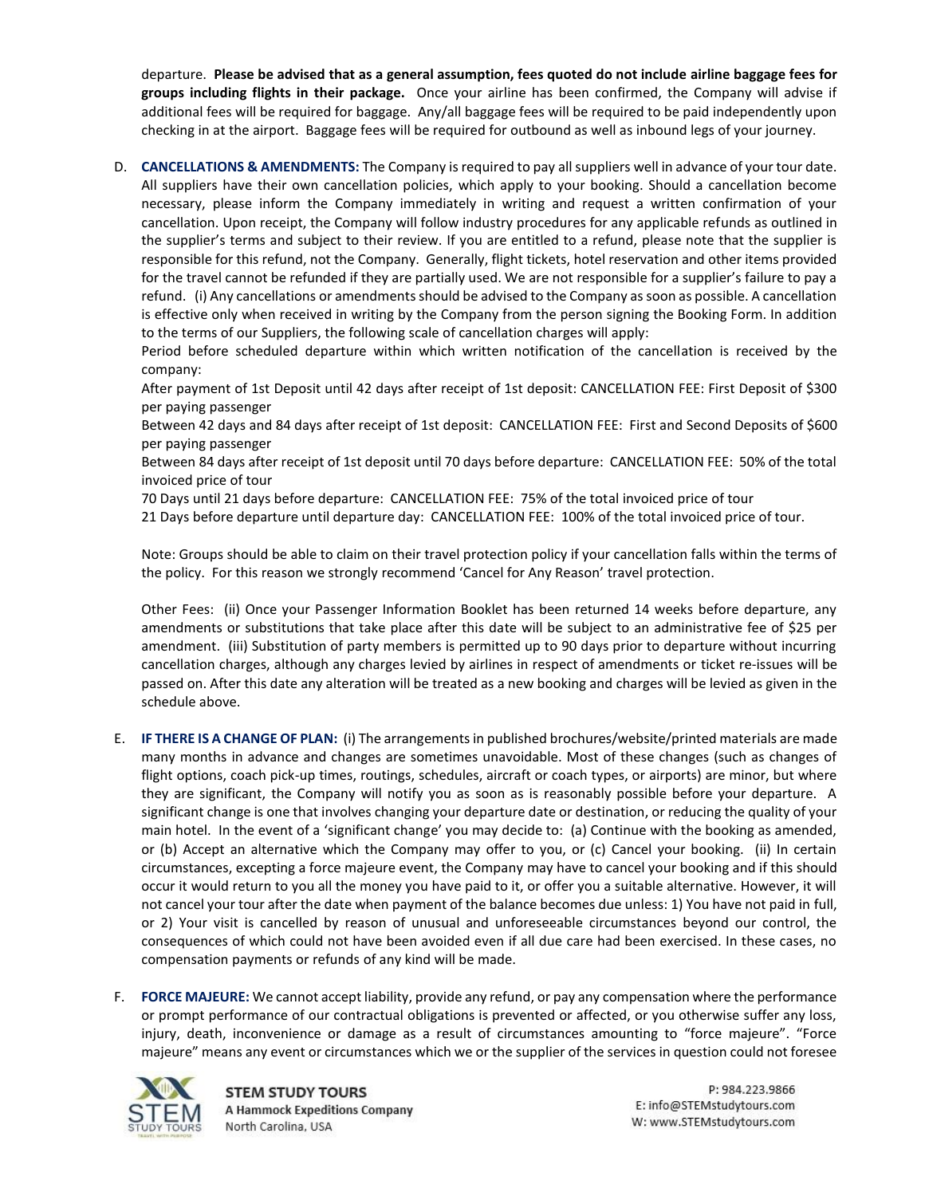departure. **Please be advised that as a general assumption, fees quoted do not include airline baggage fees for groups including flights in their package.** Once your airline has been confirmed, the Company will advise if additional fees will be required for baggage. Any/all baggage fees will be required to be paid independently upon checking in at the airport. Baggage fees will be required for outbound as well as inbound legs of your journey.

D. **CANCELLATIONS & AMENDMENTS:** The Company is required to pay all suppliers well in advance of your tour date. All suppliers have their own cancellation policies, which apply to your booking. Should a cancellation become necessary, please inform the Company immediately in writing and request a written confirmation of your cancellation. Upon receipt, the Company will follow industry procedures for any applicable refunds as outlined in the supplier's terms and subject to their review. If you are entitled to a refund, please note that the supplier is responsible for this refund, not the Company. Generally, flight tickets, hotel reservation and other items provided for the travel cannot be refunded if they are partially used. We are not responsible for a supplier's failure to pay a refund. (i) Any cancellations or amendments should be advised to the Company as soon as possible. A cancellation is effective only when received in writing by the Company from the person signing the Booking Form. In addition to the terms of our Suppliers, the following scale of cancellation charges will apply:

   Period before scheduled departure within which written notification of the cancellation is received by the company:

   After payment of 1st Deposit until 42 days after receipt of 1st deposit: CANCELLATION FEE: First Deposit of $300 per paying passenger

   Between 42 days and 84 days after receipt of 1st deposit: CANCELLATION FEE: First and Second Deposits of $600 per paying passenger

   Between 84 days after receipt of 1st deposit until 70 days before departure: CANCELLATION FEE: 50% of the total invoiced price of tour

   70 Days until 21 days before departure: CANCELLATION FEE: 75% of the total invoiced price of tour

   21 Days before departure until departure day: CANCELLATION FEE: 100% of the total invoiced price of tour.

   Note: Groups should be able to claim on their travel protection policy if your cancellation falls within the terms of the policy. For this reason we strongly recommend 'Cancel for Any Reason' travel protection.

   Other Fees: (ii) Once your Passenger Information Booklet has been returned 14 weeks before departure, any amendments or substitutions that take place after this date will be subject to an administrative fee of $25 per amendment. (iii) Substitution of party members is permitted up to 90 days prior to departure without incurring cancellation charges, although any charges levied by airlines in respect of amendments or ticket re-issues will be passed on. After this date any alteration will be treated as a new booking and charges will be levied as given in the schedule above.

E. **IF THERE IS A CHANGE OF PLAN:** (i) The arrangements in published brochures/website/printed materials are made many months in advance and changes are sometimes unavoidable. Most of these changes (such as changes of flight options, coach pick-up times, routings, schedules, aircraft or coach types, or airports) are minor, but where they are significant, the Company will notify you as soon as is reasonably possible before your departure. A significant change is one that involves changing your departure date or destination, or reducing the quality of your main hotel. In the event of a 'significant change' you may decide to: (a) Continue with the booking as amended, or (b) Accept an alternative which the Company may offer to you, or (c) Cancel your booking. (ii) In certain circumstances, excepting a force majeure event, the Company may have to cancel your booking and if this should occur it would return to you all the money you have paid to it, or offer you a suitable alternative. However, it will not cancel your tour after the date when payment of the balance becomes due unless: 1) You have not paid in full, or 2) Your visit is cancelled by reason of unusual and unforeseeable circumstances beyond our control, the consequences of which could not have been avoided even if all due care had been exercised. In these cases, no compensation payments or refunds of any kind will be made.

F. **FORCE MAJEURE:** We cannot accept liability, provide any refund, or pay any compensation where the performance or prompt performance of our contractual obligations is prevented or affected, or you otherwise suffer any loss, injury, death, inconvenience or damage as a result of circumstances amounting to "force majeure". "Force majeure" means any event or circumstances which we or the supplier of the services in question could not foresee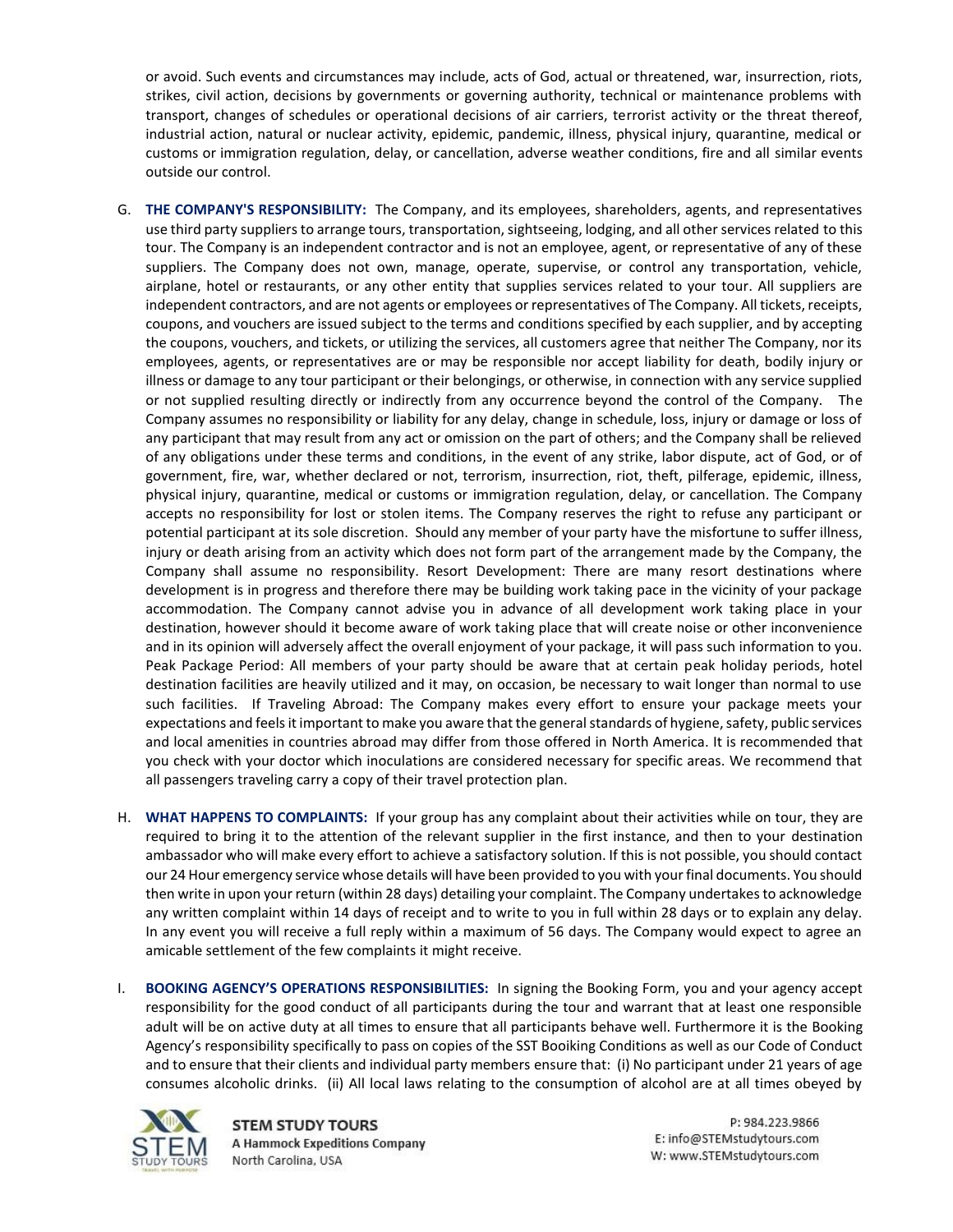or avoid. Such events and circumstances may include, acts of God, actual or threatened, war, insurrection, riots, strikes, civil action, decisions by governments or governing authority, technical or maintenance problems with transport, changes of schedules or operational decisions of air carriers, terrorist activity or the threat thereof, industrial action, natural or nuclear activity, epidemic, pandemic, illness, physical injury, quarantine, medical or customs or immigration regulation, delay, or cancellation, adverse weather conditions, fire and all similar events outside our control.

G. **THE COMPANY'S RESPONSIBILITY:** The Company, and its employees, shareholders, agents, and representatives use third party suppliers to arrange tours, transportation, sightseeing, lodging, and all other services related to this tour. The Company is an independent contractor and is not an employee, agent, or representative of any of these suppliers. The Company does not own, manage, operate, supervise, or control any transportation, vehicle, airplane, hotel or restaurants, or any other entity that supplies services related to your tour. All suppliers are independent contractors, and are not agents or employees or representatives of The Company. All tickets, receipts, coupons, and vouchers are issued subject to the terms and conditions specified by each supplier, and by accepting the coupons, vouchers, and tickets, or utilizing the services, all customers agree that neither The Company, nor its employees, agents, or representatives are or may be responsible nor accept liability for death, bodily injury or illness or damage to any tour participant or their belongings, or otherwise, in connection with any service supplied or not supplied resulting directly or indirectly from any occurrence beyond the control of the Company. The Company assumes no responsibility or liability for any delay, change in schedule, loss, injury or damage or loss of any participant that may result from any act or omission on the part of others; and the Company shall be relieved of any obligations under these terms and conditions, in the event of any strike, labor dispute, act of God, or of government, fire, war, whether declared or not, terrorism, insurrection, riot, theft, pilferage, epidemic, illness, physical injury, quarantine, medical or customs or immigration regulation, delay, or cancellation. The Company accepts no responsibility for lost or stolen items. The Company reserves the right to refuse any participant or potential participant at its sole discretion. Should any member of your party have the misfortune to suffer illness, injury or death arising from an activity which does not form part of the arrangement made by the Company, the Company shall assume no responsibility. Resort Development: There are many resort destinations where development is in progress and therefore there may be building work taking pace in the vicinity of your package accommodation. The Company cannot advise you in advance of all development work taking place in your destination, however should it become aware of work taking place that will create noise or other inconvenience and in its opinion will adversely affect the overall enjoyment of your package, it will pass such information to you. Peak Package Period: All members of your party should be aware that at certain peak holiday periods, hotel destination facilities are heavily utilized and it may, on occasion, be necessary to wait longer than normal to use such facilities. If Traveling Abroad: The Company makes every effort to ensure your package meets your expectations and feels it important to make you aware that the general standards of hygiene, safety, public services and local amenities in countries abroad may differ from those offered in North America. It is recommended that you check with your doctor which inoculations are considered necessary for specific areas. We recommend that all passengers traveling carry a copy of their travel protection plan.

H. **WHAT HAPPENS TO COMPLAINTS:** If your group has any complaint about their activities while on tour, they are required to bring it to the attention of the relevant supplier in the first instance, and then to your destination ambassador who will make every effort to achieve a satisfactory solution. If this is not possible, you should contact our 24 Hour emergency service whose details will have been provided to you with your final documents. You should then write in upon your return (within 28 days) detailing your complaint. The Company undertakes to acknowledge any written complaint within 14 days of receipt and to write to you in full within 28 days or to explain any delay. In any event you will receive a full reply within a maximum of 56 days. The Company would expect to agree an amicable settlement of the few complaints it might receive.

I. **BOOKING AGENCY'S OPERATIONS RESPONSIBILITIES:** In signing the Booking Form, you and your agency accept responsibility for the good conduct of all participants during the tour and warrant that at least one responsible adult will be on active duty at all times to ensure that all participants behave well. Furthermore it is the Booking Agency's responsibility specifically to pass on copies of the SST Booiking Conditions as well as our Code of Conduct and to ensure that their clients and individual party members ensure that: (i) No participant under 21 years of age consumes alcoholic drinks. (ii) All local laws relating to the consumption of alcohol are at all times obeyed by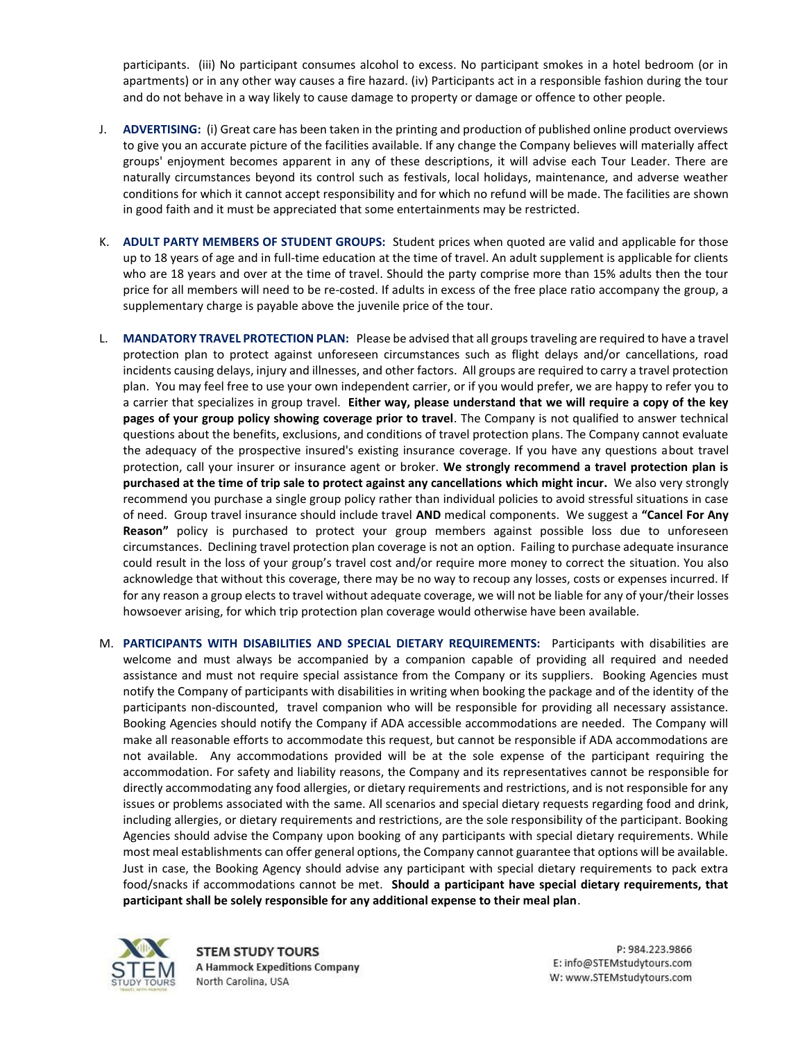participants. (iii) No participant consumes alcohol to excess. No participant smokes in a hotel bedroom (or in apartments) or in any other way causes a fire hazard. (iv) Participants act in a responsible fashion during the tour and do not behave in a way likely to cause damage to property or damage or offence to other people.

J. **ADVERTISING:** (i) Great care has been taken in the printing and production of published online product overviews to give you an accurate picture of the facilities available. If any change the Company believes will materially affect groups' enjoyment becomes apparent in any of these descriptions, it will advise each Tour Leader. There are naturally circumstances beyond its control such as festivals, local holidays, maintenance, and adverse weather conditions for which it cannot accept responsibility and for which no refund will be made. The facilities are shown in good faith and it must be appreciated that some entertainments may be restricted.

K. **ADULT PARTY MEMBERS OF STUDENT GROUPS:** Student prices when quoted are valid and applicable for those up to 18 years of age and in full-time education at the time of travel. An adult supplement is applicable for clients who are 18 years and over at the time of travel. Should the party comprise more than 15% adults then the tour price for all members will need to be re-costed. If adults in excess of the free place ratio accompany the group, a supplementary charge is payable above the juvenile price of the tour.

L. **MANDATORY TRAVEL PROTECTION PLAN:** Please be advised that all groups traveling are required to have a travel protection plan to protect against unforeseen circumstances such as flight delays and/or cancellations, road incidents causing delays, injury and illnesses, and other factors. All groups are required to carry a travel protection plan. You may feel free to use your own independent carrier, or if you would prefer, we are happy to refer you to a carrier that specializes in group travel. **Either way, please understand that we will require a copy of the key pages of your group policy showing coverage prior to travel**. The Company is not qualified to answer technical questions about the benefits, exclusions, and conditions of travel protection plans. The Company cannot evaluate the adequacy of the prospective insured's existing insurance coverage. If you have any questions about travel protection, call your insurer or insurance agent or broker. **We strongly recommend a travel protection plan is purchased at the time of trip sale to protect against any cancellations which might incur.** We also very strongly recommend you purchase a single group policy rather than individual policies to avoid stressful situations in case of need. Group travel insurance should include travel **AND** medical components. We suggest a **"Cancel For Any Reason"** policy is purchased to protect your group members against possible loss due to unforeseen circumstances. Declining travel protection plan coverage is not an option. Failing to purchase adequate insurance could result in the loss of your group's travel cost and/or require more money to correct the situation. You also acknowledge that without this coverage, there may be no way to recoup any losses, costs or expenses incurred. If for any reason a group elects to travel without adequate coverage, we will not be liable for any of your/their losses howsoever arising, for which trip protection plan coverage would otherwise have been available.

M. **PARTICIPANTS WITH DISABILITIES AND SPECIAL DIETARY REQUIREMENTS:** Participants with disabilities are welcome and must always be accompanied by a companion capable of providing all required and needed assistance and must not require special assistance from the Company or its suppliers. Booking Agencies must notify the Company of participants with disabilities in writing when booking the package and of the identity of the participants non-discounted, travel companion who will be responsible for providing all necessary assistance. Booking Agencies should notify the Company if ADA accessible accommodations are needed. The Company will make all reasonable efforts to accommodate this request, but cannot be responsible if ADA accommodations are not available. Any accommodations provided will be at the sole expense of the participant requiring the accommodation. For safety and liability reasons, the Company and its representatives cannot be responsible for directly accommodating any food allergies, or dietary requirements and restrictions, and is not responsible for any issues or problems associated with the same. All scenarios and special dietary requests regarding food and drink, including allergies, or dietary requirements and restrictions, are the sole responsibility of the participant. Booking Agencies should advise the Company upon booking of any participants with special dietary requirements. While most meal establishments can offer general options, the Company cannot guarantee that options will be available. Just in case, the Booking Agency should advise any participant with special dietary requirements to pack extra food/snacks if accommodations cannot be met. **Should a participant have special dietary requirements, that participant shall be solely responsible for any additional expense to their meal plan**.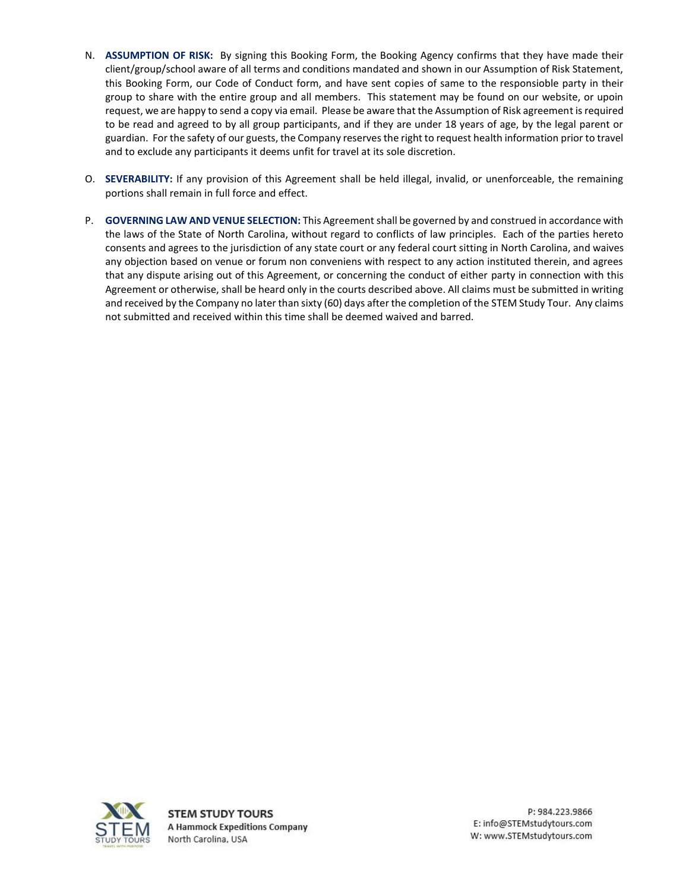N. **ASSUMPTION OF RISK:** By signing this Booking Form, the Booking Agency confirms that they have made their client/group/school aware of all terms and conditions mandated and shown in our Assumption of Risk Statement, this Booking Form, our Code of Conduct form, and have sent copies of same to the responsiosible party in their group to share with the entire group and all members. This statement may be found on our website, or upoin request, we are happy to send a copy via email. Please be aware that the Assumption of Risk agreement is required to be read and agreed to by all group participants, and if they are under 18 years of age, by the legal parent or guardian. For the safety of our guests, the Company reserves the right to request health information prior to travel and to exclude any participants it deems unfit for travel at its sole discretion.

O. **SEVERABILITY:** If any provision of this Agreement shall be held illegal, invalid, or unenforceable, the remaining portions shall remain in full force and effect.

P. **GOVERNING LAW AND VENUE SELECTION:** This Agreement shall be governed by and construed in accordance with the laws of the State of North Carolina, without regard to conflicts of law principles. Each of the parties hereto consents and agrees to the jurisdiction of any state court or any federal court sitting in North Carolina, and waives any objection based on venue or forum non conveniens with respect to any action instituted therein, and agrees that any dispute arising out of this Agreement, or concerning the conduct of either party in connection with this Agreement or otherwise, shall be heard only in the courts described above. All claims must be submitted in writing and received by the Company no later than sixty (60) days after the completion of the STEM Study Tour. Any claims not submitted and received within this time shall be deemed waived and barred.